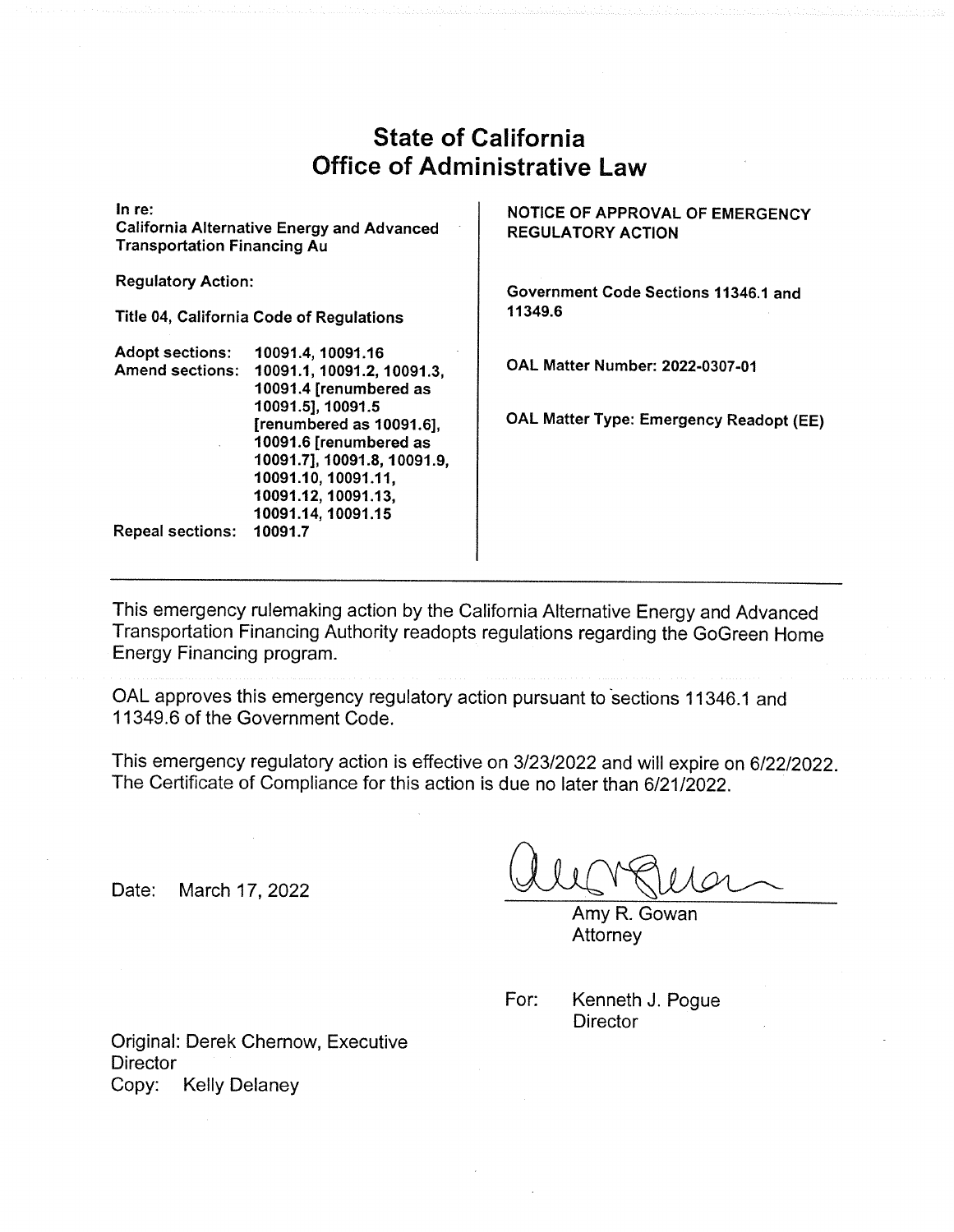# State of California
# Office of Administrative Law

**In re:**
**California Alternative Energy and Advanced Transportation Financing Au**

**Regulatory Action:**

**Title 04, California Code of Regulations**

| | |
|---|---|
| **Adopt sections:** | **10091.4, 10091.16** |
| **Amend sections:** | **10091.1, 10091.2, 10091.3, 10091.4 [renumbered as 10091.5], 10091.5 [renumbered as 10091.6], 10091.6 [renumbered as 10091.7], 10091.8, 10091.9, 10091.10, 10091.11, 10091.12, 10091.13, 10091.14, 10091.15** |
| **Repeal sections:** | **10091.7** |

**NOTICE OF APPROVAL OF EMERGENCY REGULATORY ACTION**

**Government Code Sections 11346.1 and 11349.6**

**OAL Matter Number: 2022-0307-01**

**OAL Matter Type: Emergency Readopt (EE)**

---

This emergency rulemaking action by the California Alternative Energy and Advanced Transportation Financing Authority readopts regulations regarding the GoGreen Home Energy Financing program.

OAL approves this emergency regulatory action pursuant to sections 11346.1 and 11349.6 of the Government Code.

This emergency regulatory action is effective on 3/23/2022 and will expire on 6/22/2022. The Certificate of Compliance for this action is due no later than 6/21/2022.

Date: March 17, 2022

Amy R. Gowan
Attorney

For: Kenneth J. Pogue
Director

Original: Derek Chernow, Executive Director
Copy: Kelly Delaney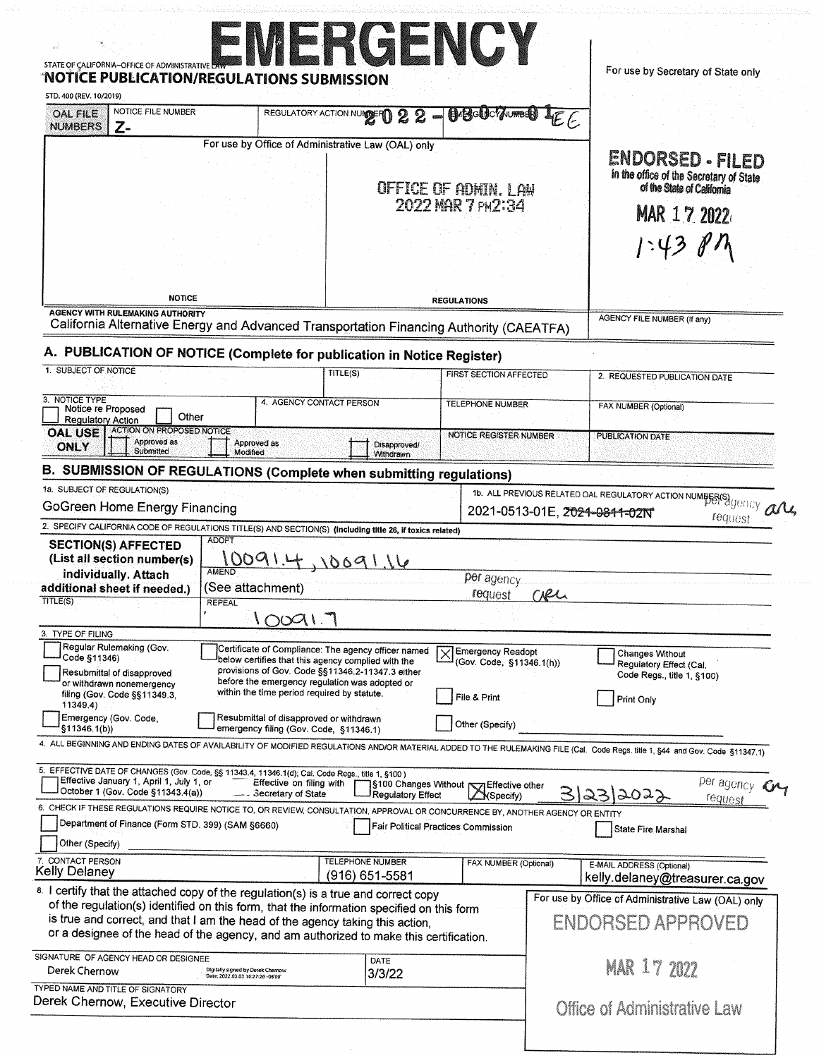# EMERGENCY

STATE OF CALIFORNIA–OFFICE OF ADMINISTRATIVE LAW

## NOTICE PUBLICATION/REGULATIONS SUBMISSION

STD. 400 (REV. 10/2019)

For use by Secretary of State only

| OAL FILE NUMBERS | NOTICE FILE NUMBER Z- | REGULATORY ACTION NUMBER 2022-0307-01EE | EMERGENCY NUMBER |
|---|---|---|---|

For use by Office of Administrative Law (OAL) only

OFFICE OF ADMIN. LAW
2022 MAR 7 PM2:34

NOTICE | REGULATIONS

**ENDORSED - FILED**
in the office of the Secretary of State of the State of California
MAR 17 2022
1:43 PM

AGENCY WITH RULEMAKING AUTHORITY
California Alternative Energy and Advanced Transportation Financing Authority (CAEATFA)

AGENCY FILE NUMBER (If any)

## A. PUBLICATION OF NOTICE (Complete for publication in Notice Register)

| 1. SUBJECT OF NOTICE | TITLE(S) | FIRST SECTION AFFECTED | 2. REQUESTED PUBLICATION DATE |
|---|---|---|---|
| | | | |

| 3. NOTICE TYPE ☐ Notice re Proposed Regulatory Action ☐ Other | 4. AGENCY CONTACT PERSON | TELEPHONE NUMBER | FAX NUMBER (Optional) |
|---|---|---|---|
| | | | |

| OAL USE ONLY | ACTION ON PROPOSED NOTICE ☐ Approved as Submitted ☐ Approved as Modified ☐ Disapproved/Withdrawn | NOTICE REGISTER NUMBER | PUBLICATION DATE |
|---|---|---|---|

## B. SUBMISSION OF REGULATIONS (Complete when submitting regulations)

1a. SUBJECT OF REGULATION(S)
GoGreen Home Energy Financing

1b. ALL PREVIOUS RELATED OAL REGULATORY ACTION NUMBER(S)
2021-0513-01E, ~~2021-0811-02N~~ per agency request

2. SPECIFY CALIFORNIA CODE OF REGULATIONS TITLE(S) AND SECTION(S) (Including title 26, if toxics related)

**SECTION(S) AFFECTED** (List all section number(s) individually. Attach additional sheet if needed.)

ADOPT: 10091.4, 10091.16

AMEND: (See attachment) per agency request

TITLE(S)

REPEAL: 10091.7

3. TYPE OF FILING

- ☐ Regular Rulemaking (Gov. Code §11346)
- ☐ Resubmittal of disapproved or withdrawn nonemergency filing (Gov. Code §§11349.3, 11349.4)
- ☐ Emergency (Gov. Code, §11346.1(b))
- ☐ Certificate of Compliance: The agency officer named below certifies that this agency complied with the provisions of Gov. Code §§11346.2-11347.3 either before the emergency regulation was adopted or within the time period required by statute.
- ☐ Resubmittal of disapproved or withdrawn emergency filing (Gov. Code, §11346.1)
- ☒ Emergency Readopt (Gov. Code, §11346.1(h))
- ☐ File & Print
- ☐ Other (Specify)
- ☐ Changes Without Regulatory Effect (Cal. Code Regs., title 1, §100)
- ☐ Print Only

4. ALL BEGINNING AND ENDING DATES OF AVAILABILITY OF MODIFIED REGULATIONS AND/OR MATERIAL ADDED TO THE RULEMAKING FILE (Cal. Code Regs. title 1, §44 and Gov. Code §11347.1)

5. EFFECTIVE DATE OF CHANGES (Gov. Code, §§ 11343.4, 11346.1(d); Cal. Code Regs., title 1, §100)

- ☐ Effective January 1, April 1, July 1, or October 1 (Gov. Code §11343.4(a))
- ☐ Effective on filing with Secretary of State
- ☐ §100 Changes Without Regulatory Effect
- ☒ Effective other (Specify) 3/23/2022 per agency request

6. CHECK IF THESE REGULATIONS REQUIRE NOTICE TO, OR REVIEW, CONSULTATION, APPROVAL OR CONCURRENCE BY, ANOTHER AGENCY OR ENTITY

- ☐ Department of Finance (Form STD. 399) (SAM §6660)
- ☐ Fair Political Practices Commission
- ☐ State Fire Marshal
- ☐ Other (Specify)

| 7. CONTACT PERSON | TELEPHONE NUMBER | FAX NUMBER (Optional) | E-MAIL ADDRESS (Optional) |
|---|---|---|---|
| Kelly Delaney | (916) 651-5581 | | kelly.delaney@treasurer.ca.gov |

8. I certify that the attached copy of the regulation(s) is a true and correct copy of the regulation(s) identified on this form, that the information specified on this form is true and correct, and that I am the head of the agency taking this action, or a designee of the head of the agency, and am authorized to make this certification.

SIGNATURE OF AGENCY HEAD OR DESIGNEE: Derek Chernow (Digitally signed by Derek Chernow Date: 2022.03.03 16:27:26 -08'00')

DATE: 3/3/22

TYPED NAME AND TITLE OF SIGNATORY: Derek Chernow, Executive Director

For use by Office of Administrative Law (OAL) only

ENDORSED APPROVED

MAR 17 2022

Office of Administrative Law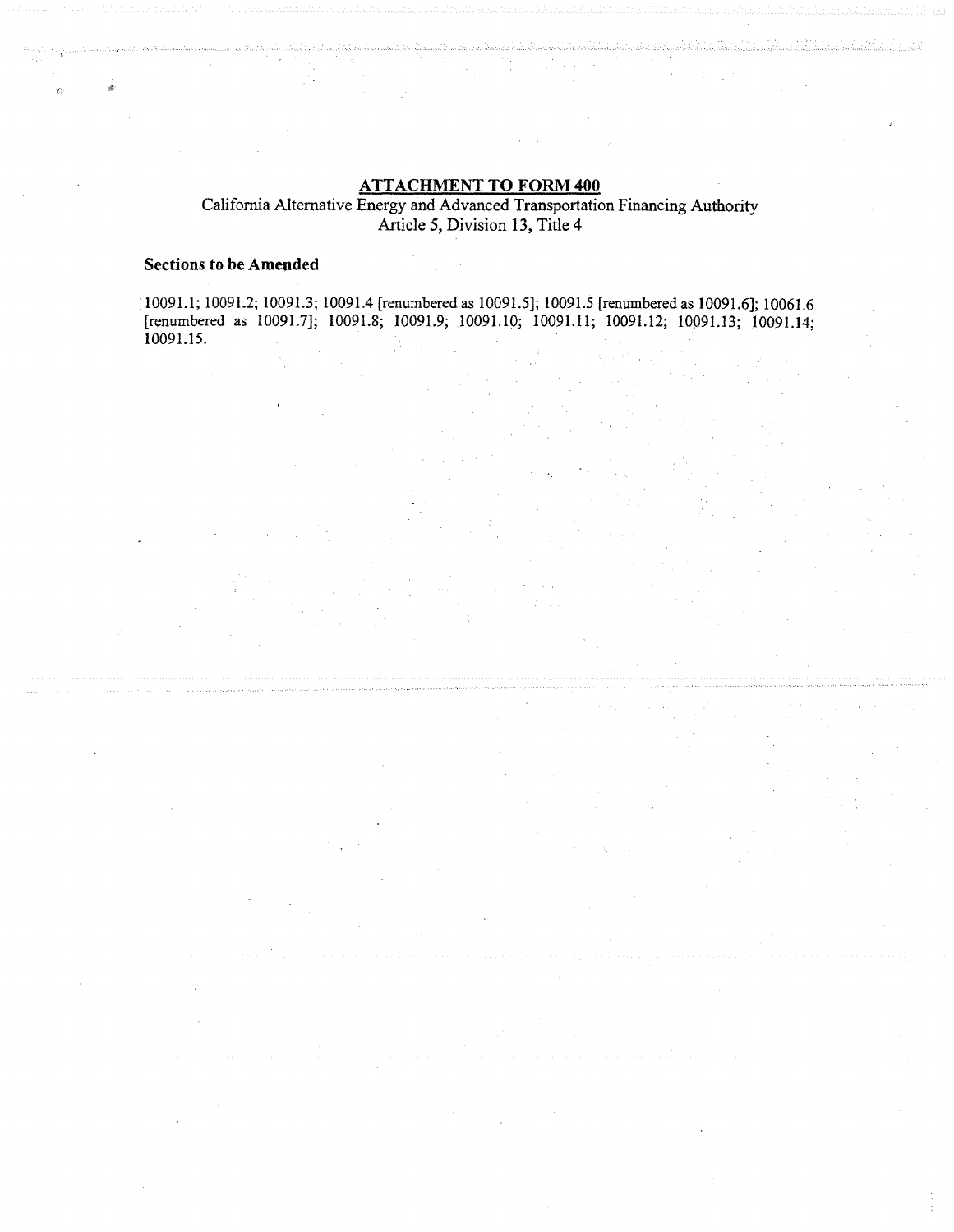## ATTACHMENT TO FORM 400

California Alternative Energy and Advanced Transportation Financing Authority
Article 5, Division 13, Title 4

**Sections to be Amended**

10091.1; 10091.2; 10091.3; 10091.4 [renumbered as 10091.5]; 10091.5 [renumbered as 10091.6]; 10061.6 [renumbered as 10091.7]; 10091.8; 10091.9; 10091.10; 10091.11; 10091.12; 10091.13; 10091.14; 10091.15.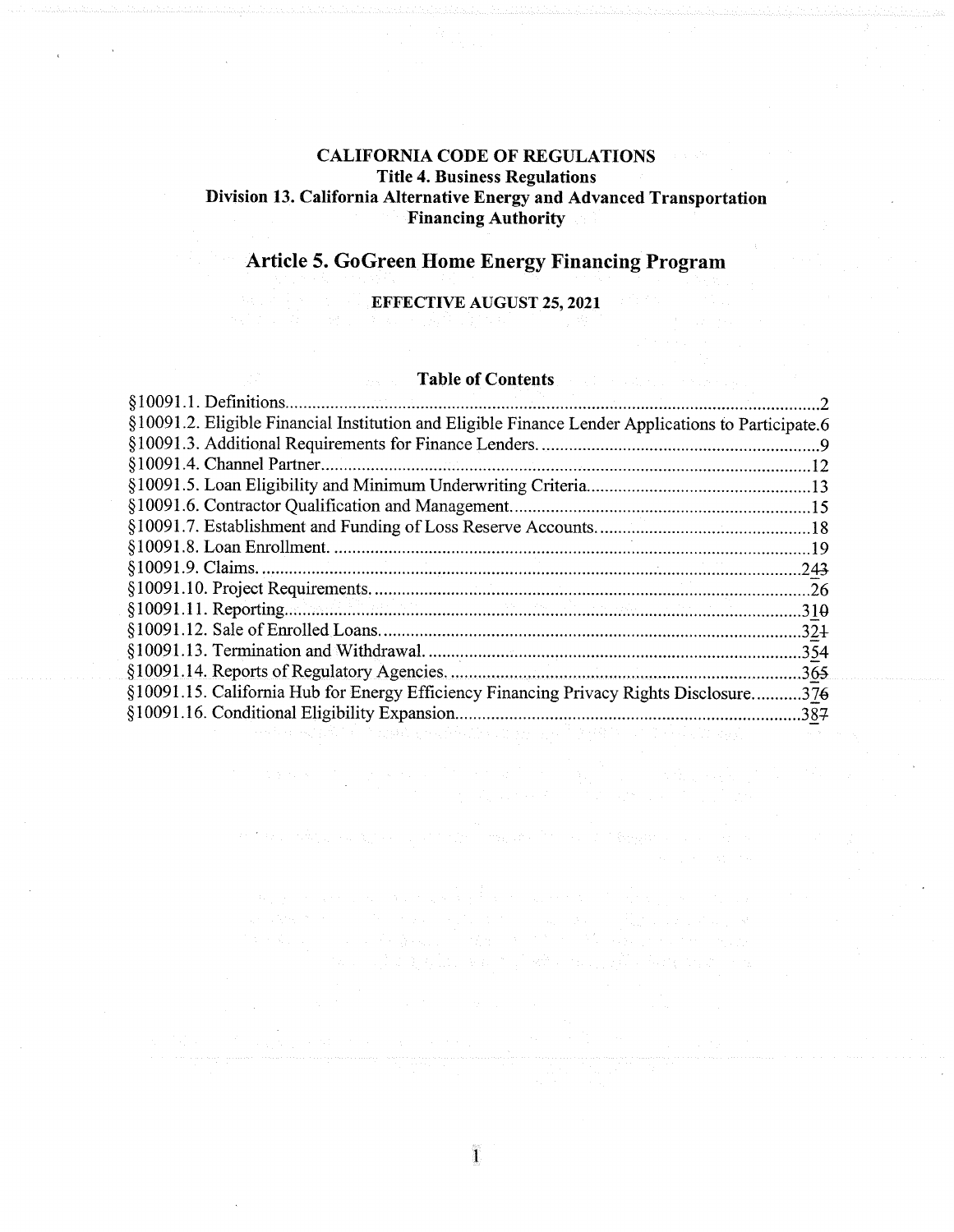# CALIFORNIA CODE OF REGULATIONS

## Title 4. Business Regulations

## Division 13. California Alternative Energy and Advanced Transportation Financing Authority

# Article 5. GoGreen Home Energy Financing Program

**EFFECTIVE AUGUST 25, 2021**

### Table of Contents

§10091.1. Definitions .......... 2

§10091.2. Eligible Financial Institution and Eligible Finance Lender Applications to Participate .......... 6

§10091.3. Additional Requirements for Finance Lenders .......... 9

§10091.4. Channel Partner .......... 12

§10091.5. Loan Eligibility and Minimum Underwriting Criteria .......... 13

§10091.6. Contractor Qualification and Management .......... 15

§10091.7. Establishment and Funding of Loss Reserve Accounts .......... 18

§10091.8. Loan Enrollment .......... 19

§10091.9. Claims .......... 24~~3~~

§10091.10. Project Requirements .......... 26

§10091.11. Reporting .......... 31~~0~~

§10091.12. Sale of Enrolled Loans .......... 32~~1~~

§10091.13. Termination and Withdrawal .......... 35~~4~~

§10091.14. Reports of Regulatory Agencies .......... 36~~5~~

§10091.15. California Hub for Energy Efficiency Financing Privacy Rights Disclosure .......... 37~~6~~

§10091.16. Conditional Eligibility Expansion .......... 38~~7~~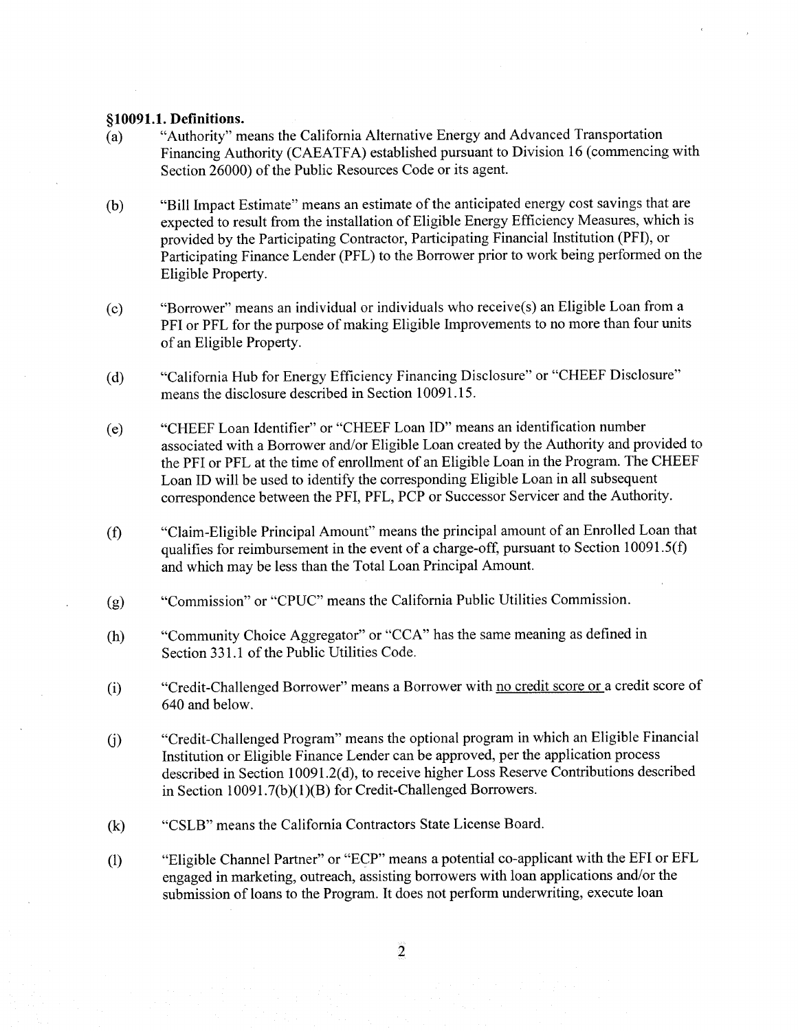**§10091.1. Definitions.**

(a) "Authority" means the California Alternative Energy and Advanced Transportation Financing Authority (CAEATFA) established pursuant to Division 16 (commencing with Section 26000) of the Public Resources Code or its agent.

(b) "Bill Impact Estimate" means an estimate of the anticipated energy cost savings that are expected to result from the installation of Eligible Energy Efficiency Measures, which is provided by the Participating Contractor, Participating Financial Institution (PFI), or Participating Finance Lender (PFL) to the Borrower prior to work being performed on the Eligible Property.

(c) "Borrower" means an individual or individuals who receive(s) an Eligible Loan from a PFI or PFL for the purpose of making Eligible Improvements to no more than four units of an Eligible Property.

(d) "California Hub for Energy Efficiency Financing Disclosure" or "CHEEF Disclosure" means the disclosure described in Section 10091.15.

(e) "CHEEF Loan Identifier" or "CHEEF Loan ID" means an identification number associated with a Borrower and/or Eligible Loan created by the Authority and provided to the PFI or PFL at the time of enrollment of an Eligible Loan in the Program. The CHEEF Loan ID will be used to identify the corresponding Eligible Loan in all subsequent correspondence between the PFI, PFL, PCP or Successor Servicer and the Authority.

(f) "Claim-Eligible Principal Amount" means the principal amount of an Enrolled Loan that qualifies for reimbursement in the event of a charge-off, pursuant to Section 10091.5(f) and which may be less than the Total Loan Principal Amount.

(g) "Commission" or "CPUC" means the California Public Utilities Commission.

(h) "Community Choice Aggregator" or "CCA" has the same meaning as defined in Section 331.1 of the Public Utilities Code.

(i) "Credit-Challenged Borrower" means a Borrower with <u>no credit score or</u> a credit score of 640 and below.

(j) "Credit-Challenged Program" means the optional program in which an Eligible Financial Institution or Eligible Finance Lender can be approved, per the application process described in Section 10091.2(d), to receive higher Loss Reserve Contributions described in Section 10091.7(b)(1)(B) for Credit-Challenged Borrowers.

(k) "CSLB" means the California Contractors State License Board.

(l) "Eligible Channel Partner" or "ECP" means a potential co-applicant with the EFI or EFL engaged in marketing, outreach, assisting borrowers with loan applications and/or the submission of loans to the Program. It does not perform underwriting, execute loan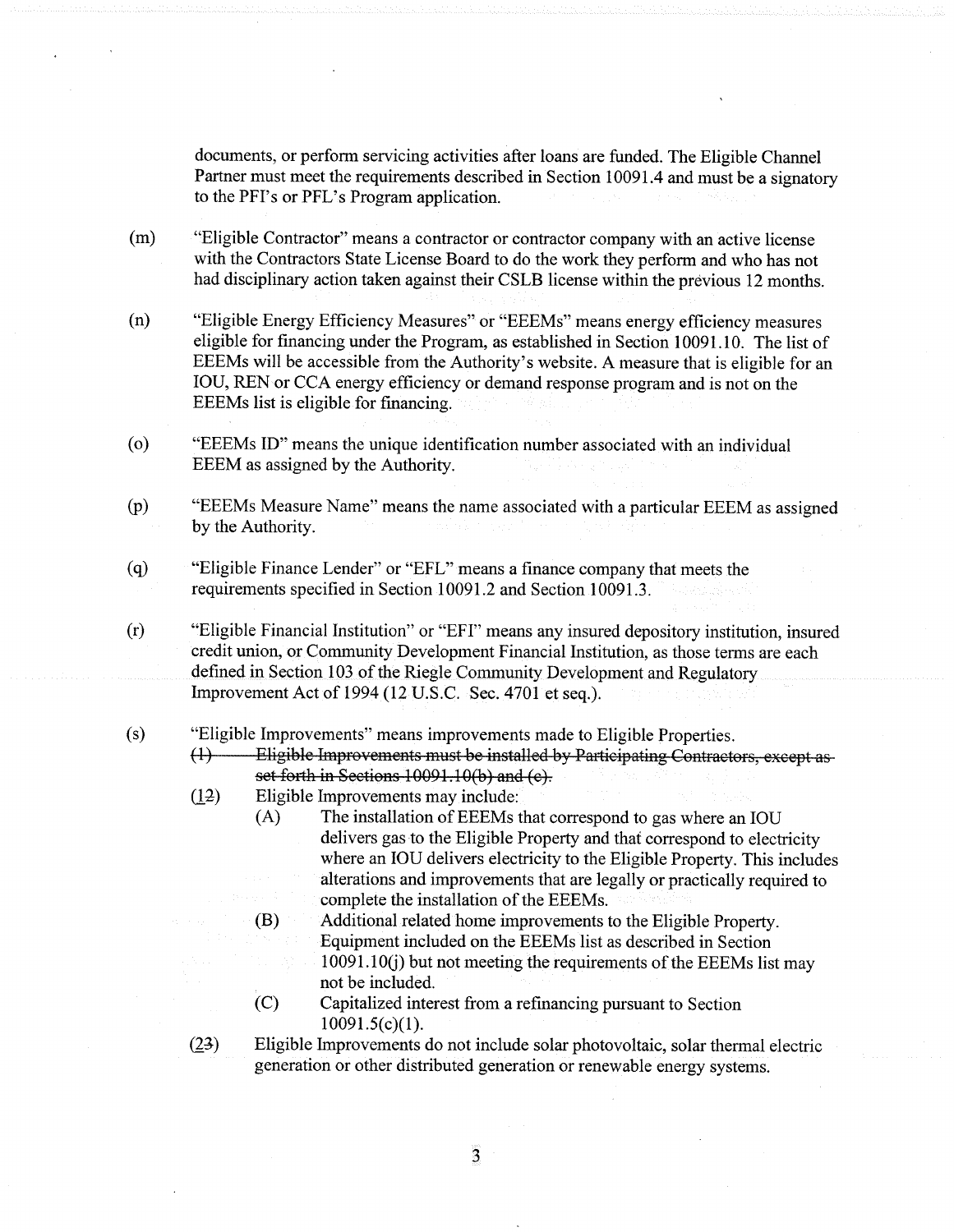documents, or perform servicing activities after loans are funded. The Eligible Channel Partner must meet the requirements described in Section 10091.4 and must be a signatory to the PFI's or PFL's Program application.

(m) "Eligible Contractor" means a contractor or contractor company with an active license with the Contractors State License Board to do the work they perform and who has not had disciplinary action taken against their CSLB license within the previous 12 months.

(n) "Eligible Energy Efficiency Measures" or "EEEMs" means energy efficiency measures eligible for financing under the Program, as established in Section 10091.10. The list of EEEMs will be accessible from the Authority's website. A measure that is eligible for an IOU, REN or CCA energy efficiency or demand response program and is not on the EEEMs list is eligible for financing.

(o) "EEEMs ID" means the unique identification number associated with an individual EEEM as assigned by the Authority.

(p) "EEEMs Measure Name" means the name associated with a particular EEEM as assigned by the Authority.

(q) "Eligible Finance Lender" or "EFL" means a finance company that meets the requirements specified in Section 10091.2 and Section 10091.3.

(r) "Eligible Financial Institution" or "EFI" means any insured depository institution, insured credit union, or Community Development Financial Institution, as those terms are each defined in Section 103 of the Riegle Community Development and Regulatory Improvement Act of 1994 (12 U.S.C. Sec. 4701 et seq.).

(s) "Eligible Improvements" means improvements made to Eligible Properties.

~~(1) Eligible Improvements must be installed by Participating Contractors, except as set forth in Sections 10091.10(b) and (c).~~

(<u>1</u>~~2~~) Eligible Improvements may include:

(A) The installation of EEEMs that correspond to gas where an IOU delivers gas to the Eligible Property and that correspond to electricity where an IOU delivers electricity to the Eligible Property. This includes alterations and improvements that are legally or practically required to complete the installation of the EEEMs.

(B) Additional related home improvements to the Eligible Property. Equipment included on the EEEMs list as described in Section 10091.10(j) but not meeting the requirements of the EEEMs list may not be included.

(C) Capitalized interest from a refinancing pursuant to Section 10091.5(c)(1).

(<u>2</u>~~3~~) Eligible Improvements do not include solar photovoltaic, solar thermal electric generation or other distributed generation or renewable energy systems.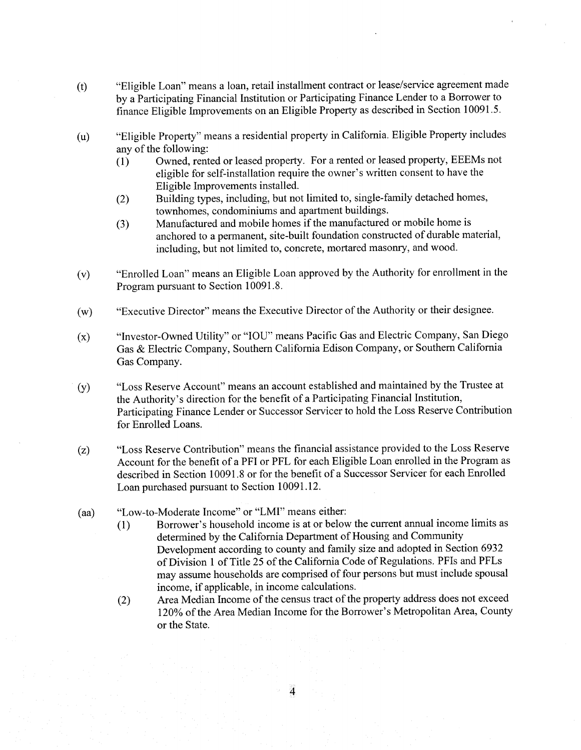(t) "Eligible Loan" means a loan, retail installment contract or lease/service agreement made by a Participating Financial Institution or Participating Finance Lender to a Borrower to finance Eligible Improvements on an Eligible Property as described in Section 10091.5.

(u) "Eligible Property" means a residential property in California. Eligible Property includes any of the following:

   (1) Owned, rented or leased property. For a rented or leased property, EEEMs not eligible for self-installation require the owner's written consent to have the Eligible Improvements installed.

   (2) Building types, including, but not limited to, single-family detached homes, townhomes, condominiums and apartment buildings.

   (3) Manufactured and mobile homes if the manufactured or mobile home is anchored to a permanent, site-built foundation constructed of durable material, including, but not limited to, concrete, mortared masonry, and wood.

(v) "Enrolled Loan" means an Eligible Loan approved by the Authority for enrollment in the Program pursuant to Section 10091.8.

(w) "Executive Director" means the Executive Director of the Authority or their designee.

(x) "Investor-Owned Utility" or "IOU" means Pacific Gas and Electric Company, San Diego Gas & Electric Company, Southern California Edison Company, or Southern California Gas Company.

(y) "Loss Reserve Account" means an account established and maintained by the Trustee at the Authority's direction for the benefit of a Participating Financial Institution, Participating Finance Lender or Successor Servicer to hold the Loss Reserve Contribution for Enrolled Loans.

(z) "Loss Reserve Contribution" means the financial assistance provided to the Loss Reserve Account for the benefit of a PFI or PFL for each Eligible Loan enrolled in the Program as described in Section 10091.8 or for the benefit of a Successor Servicer for each Enrolled Loan purchased pursuant to Section 10091.12.

(aa) "Low-to-Moderate Income" or "LMI" means either:

   (1) Borrower's household income is at or below the current annual income limits as determined by the California Department of Housing and Community Development according to county and family size and adopted in Section 6932 of Division 1 of Title 25 of the California Code of Regulations. PFIs and PFLs may assume households are comprised of four persons but must include spousal income, if applicable, in income calculations.

   (2) Area Median Income of the census tract of the property address does not exceed 120% of the Area Median Income for the Borrower's Metropolitan Area, County or the State.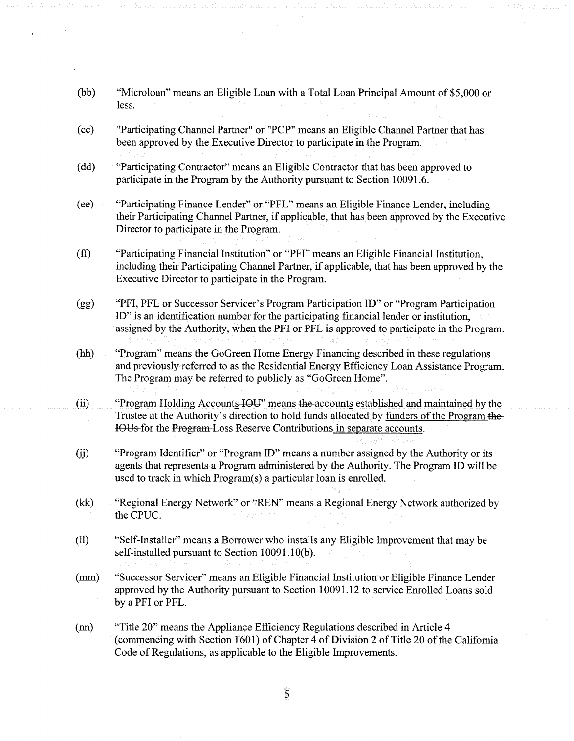(bb) "Microloan" means an Eligible Loan with a Total Loan Principal Amount of $5,000 or less.

(cc) "Participating Channel Partner" or "PCP" means an Eligible Channel Partner that has been approved by the Executive Director to participate in the Program.

(dd) "Participating Contractor" means an Eligible Contractor that has been approved to participate in the Program by the Authority pursuant to Section 10091.6.

(ee) "Participating Finance Lender" or "PFL" means an Eligible Finance Lender, including their Participating Channel Partner, if applicable, that has been approved by the Executive Director to participate in the Program.

(ff) "Participating Financial Institution" or "PFI" means an Eligible Financial Institution, including their Participating Channel Partner, if applicable, that has been approved by the Executive Director to participate in the Program.

(gg) "PFI, PFL or Successor Servicer's Program Participation ID" or "Program Participation ID" is an identification number for the participating financial lender or institution, assigned by the Authority, when the PFI or PFL is approved to participate in the Program.

(hh) "Program" means the GoGreen Home Energy Financing described in these regulations and previously referred to as the Residential Energy Efficiency Loan Assistance Program. The Program may be referred to publicly as "GoGreen Home".

(ii) "Program Holding Account<u>s</u>~~IOU~~" means ~~the~~ account<u>s</u> established and maintained by the Trustee at the Authority's direction to hold funds allocated by <u>funders of the Program</u> ~~the IOUs~~ for the ~~Program~~ Loss Reserve Contributions <u>in separate accounts</u>.

(jj) "Program Identifier" or "Program ID" means a number assigned by the Authority or its agents that represents a Program administered by the Authority. The Program ID will be used to track in which Program(s) a particular loan is enrolled.

(kk) "Regional Energy Network" or "REN" means a Regional Energy Network authorized by the CPUC.

(ll) "Self-Installer" means a Borrower who installs any Eligible Improvement that may be self-installed pursuant to Section 10091.10(b).

(mm) "Successor Servicer" means an Eligible Financial Institution or Eligible Finance Lender approved by the Authority pursuant to Section 10091.12 to service Enrolled Loans sold by a PFI or PFL.

(nn) "Title 20" means the Appliance Efficiency Regulations described in Article 4 (commencing with Section 1601) of Chapter 4 of Division 2 of Title 20 of the California Code of Regulations, as applicable to the Eligible Improvements.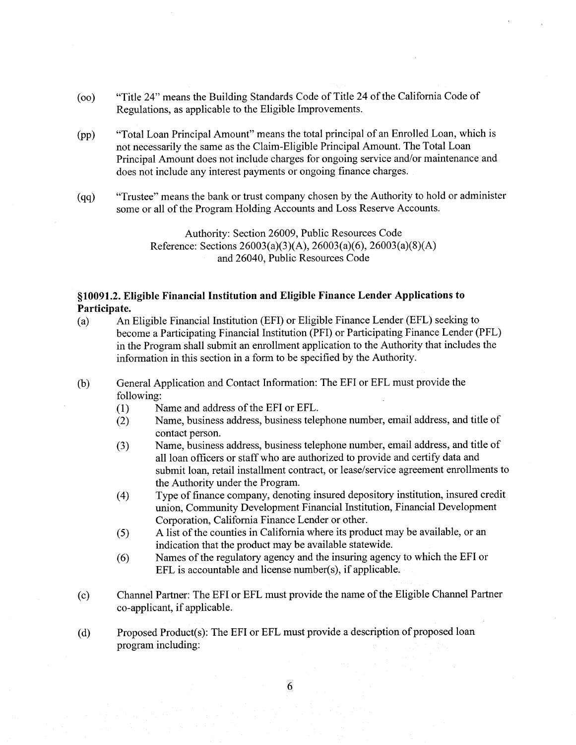(oo) "Title 24" means the Building Standards Code of Title 24 of the California Code of Regulations, as applicable to the Eligible Improvements.

(pp) "Total Loan Principal Amount" means the total principal of an Enrolled Loan, which is not necessarily the same as the Claim-Eligible Principal Amount. The Total Loan Principal Amount does not include charges for ongoing service and/or maintenance and does not include any interest payments or ongoing finance charges.

(qq) "Trustee" means the bank or trust company chosen by the Authority to hold or administer some or all of the Program Holding Accounts and Loss Reserve Accounts.

Authority: Section 26009, Public Resources Code
Reference: Sections 26003(a)(3)(A), 26003(a)(6), 26003(a)(8)(A) and 26040, Public Resources Code

**§10091.2. Eligible Financial Institution and Eligible Finance Lender Applications to Participate.**

(a) An Eligible Financial Institution (EFI) or Eligible Finance Lender (EFL) seeking to become a Participating Financial Institution (PFI) or Participating Finance Lender (PFL) in the Program shall submit an enrollment application to the Authority that includes the information in this section in a form to be specified by the Authority.

(b) General Application and Contact Information: The EFI or EFL must provide the following:

(1) Name and address of the EFI or EFL.

(2) Name, business address, business telephone number, email address, and title of contact person.

(3) Name, business address, business telephone number, email address, and title of all loan officers or staff who are authorized to provide and certify data and submit loan, retail installment contract, or lease/service agreement enrollments to the Authority under the Program.

(4) Type of finance company, denoting insured depository institution, insured credit union, Community Development Financial Institution, Financial Development Corporation, California Finance Lender or other.

(5) A list of the counties in California where its product may be available, or an indication that the product may be available statewide.

(6) Names of the regulatory agency and the insuring agency to which the EFI or EFL is accountable and license number(s), if applicable.

(c) Channel Partner: The EFI or EFL must provide the name of the Eligible Channel Partner co-applicant, if applicable.

(d) Proposed Product(s): The EFI or EFL must provide a description of proposed loan program including: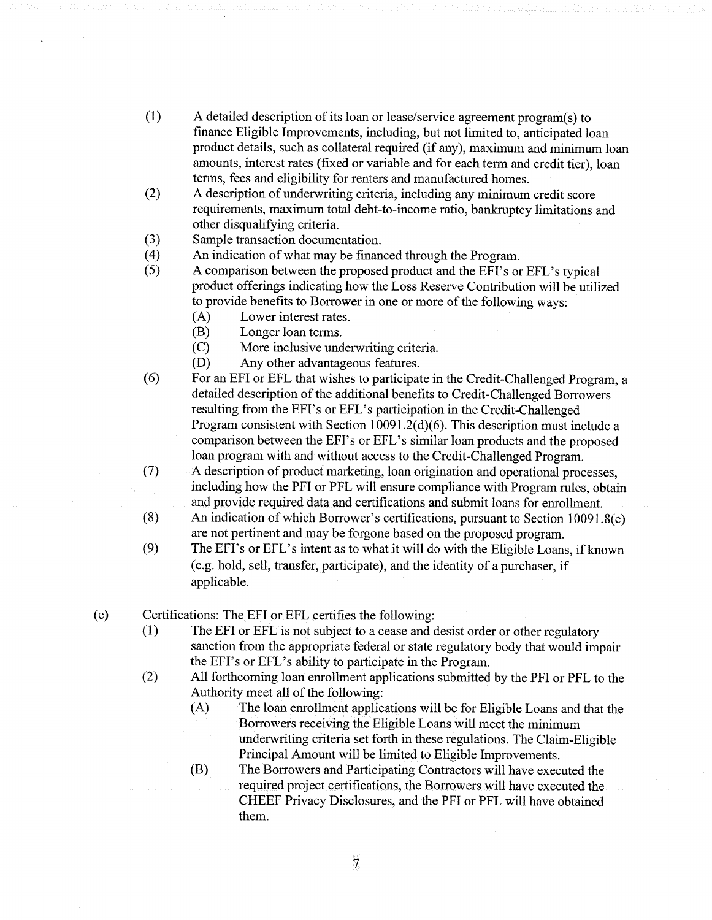(1) A detailed description of its loan or lease/service agreement program(s) to finance Eligible Improvements, including, but not limited to, anticipated loan product details, such as collateral required (if any), maximum and minimum loan amounts, interest rates (fixed or variable and for each term and credit tier), loan terms, fees and eligibility for renters and manufactured homes.

(2) A description of underwriting criteria, including any minimum credit score requirements, maximum total debt-to-income ratio, bankruptcy limitations and other disqualifying criteria.

(3) Sample transaction documentation.

(4) An indication of what may be financed through the Program.

(5) A comparison between the proposed product and the EFI's or EFL's typical product offerings indicating how the Loss Reserve Contribution will be utilized to provide benefits to Borrower in one or more of the following ways:

  (A) Lower interest rates.

  (B) Longer loan terms.

  (C) More inclusive underwriting criteria.

  (D) Any other advantageous features.

(6) For an EFI or EFL that wishes to participate in the Credit-Challenged Program, a detailed description of the additional benefits to Credit-Challenged Borrowers resulting from the EFI's or EFL's participation in the Credit-Challenged Program consistent with Section 10091.2(d)(6). This description must include a comparison between the EFI's or EFL's similar loan products and the proposed loan program with and without access to the Credit-Challenged Program.

(7) A description of product marketing, loan origination and operational processes, including how the PFI or PFL will ensure compliance with Program rules, obtain and provide required data and certifications and submit loans for enrollment.

(8) An indication of which Borrower's certifications, pursuant to Section 10091.8(e) are not pertinent and may be forgone based on the proposed program.

(9) The EFI's or EFL's intent as to what it will do with the Eligible Loans, if known (e.g. hold, sell, transfer, participate), and the identity of a purchaser, if applicable.

(e) Certifications: The EFI or EFL certifies the following:

(1) The EFI or EFL is not subject to a cease and desist order or other regulatory sanction from the appropriate federal or state regulatory body that would impair the EFI's or EFL's ability to participate in the Program.

(2) All forthcoming loan enrollment applications submitted by the PFI or PFL to the Authority meet all of the following:

  (A) The loan enrollment applications will be for Eligible Loans and that the Borrowers receiving the Eligible Loans will meet the minimum underwriting criteria set forth in these regulations. The Claim-Eligible Principal Amount will be limited to Eligible Improvements.

  (B) The Borrowers and Participating Contractors will have executed the required project certifications, the Borrowers will have executed the CHEEF Privacy Disclosures, and the PFI or PFL will have obtained them.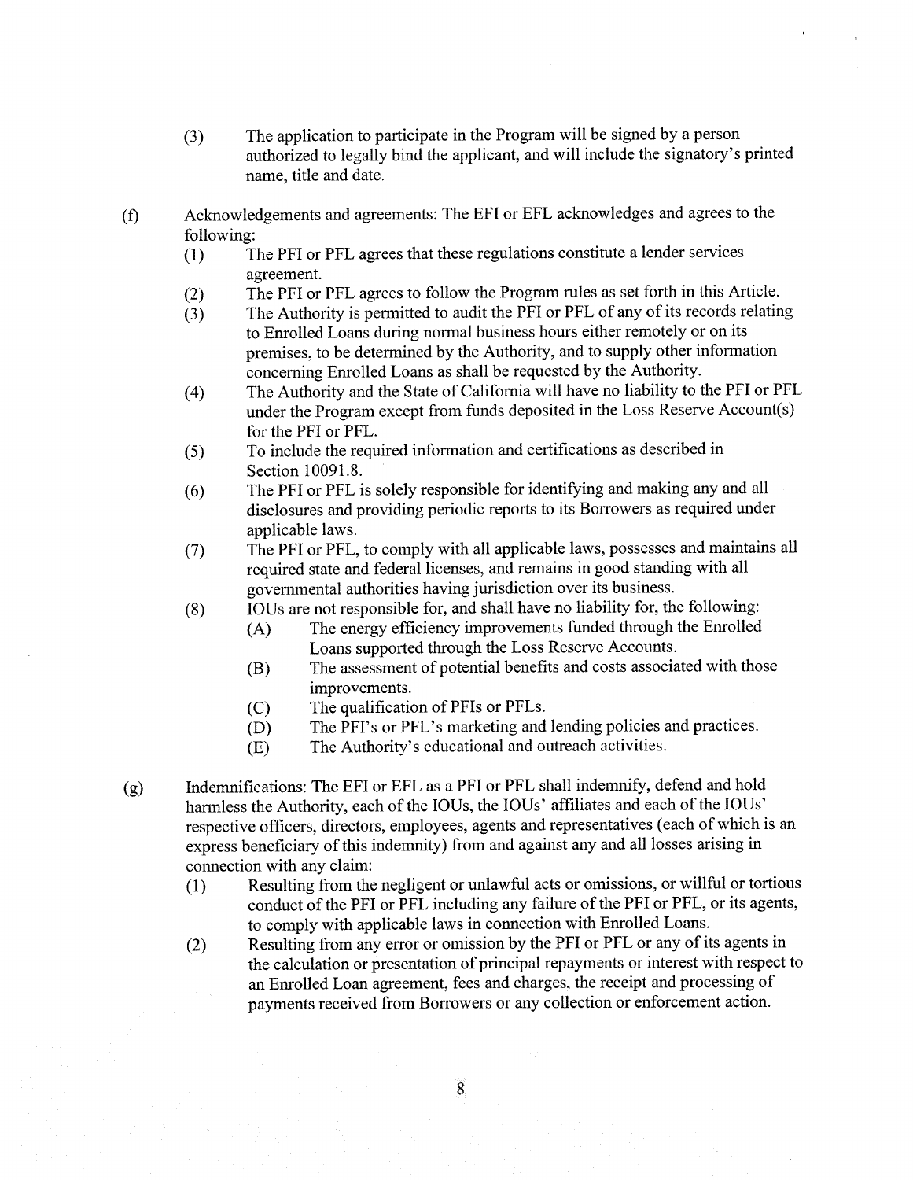(3) The application to participate in the Program will be signed by a person authorized to legally bind the applicant, and will include the signatory's printed name, title and date.

(f) Acknowledgements and agreements: The EFI or EFL acknowledges and agrees to the following:

(1) The PFI or PFL agrees that these regulations constitute a lender services agreement.

(2) The PFI or PFL agrees to follow the Program rules as set forth in this Article.

(3) The Authority is permitted to audit the PFI or PFL of any of its records relating to Enrolled Loans during normal business hours either remotely or on its premises, to be determined by the Authority, and to supply other information concerning Enrolled Loans as shall be requested by the Authority.

(4) The Authority and the State of California will have no liability to the PFI or PFL under the Program except from funds deposited in the Loss Reserve Account(s) for the PFI or PFL.

(5) To include the required information and certifications as described in Section 10091.8.

(6) The PFI or PFL is solely responsible for identifying and making any and all disclosures and providing periodic reports to its Borrowers as required under applicable laws.

(7) The PFI or PFL, to comply with all applicable laws, possesses and maintains all required state and federal licenses, and remains in good standing with all governmental authorities having jurisdiction over its business.

(8) IOUs are not responsible for, and shall have no liability for, the following:

(A) The energy efficiency improvements funded through the Enrolled Loans supported through the Loss Reserve Accounts.

(B) The assessment of potential benefits and costs associated with those improvements.

(C) The qualification of PFIs or PFLs.

(D) The PFI's or PFL's marketing and lending policies and practices.

(E) The Authority's educational and outreach activities.

(g) Indemnifications: The EFI or EFL as a PFI or PFL shall indemnify, defend and hold harmless the Authority, each of the IOUs, the IOUs' affiliates and each of the IOUs' respective officers, directors, employees, agents and representatives (each of which is an express beneficiary of this indemnity) from and against any and all losses arising in connection with any claim:

(1) Resulting from the negligent or unlawful acts or omissions, or willful or tortious conduct of the PFI or PFL including any failure of the PFI or PFL, or its agents, to comply with applicable laws in connection with Enrolled Loans.

(2) Resulting from any error or omission by the PFI or PFL or any of its agents in the calculation or presentation of principal repayments or interest with respect to an Enrolled Loan agreement, fees and charges, the receipt and processing of payments received from Borrowers or any collection or enforcement action.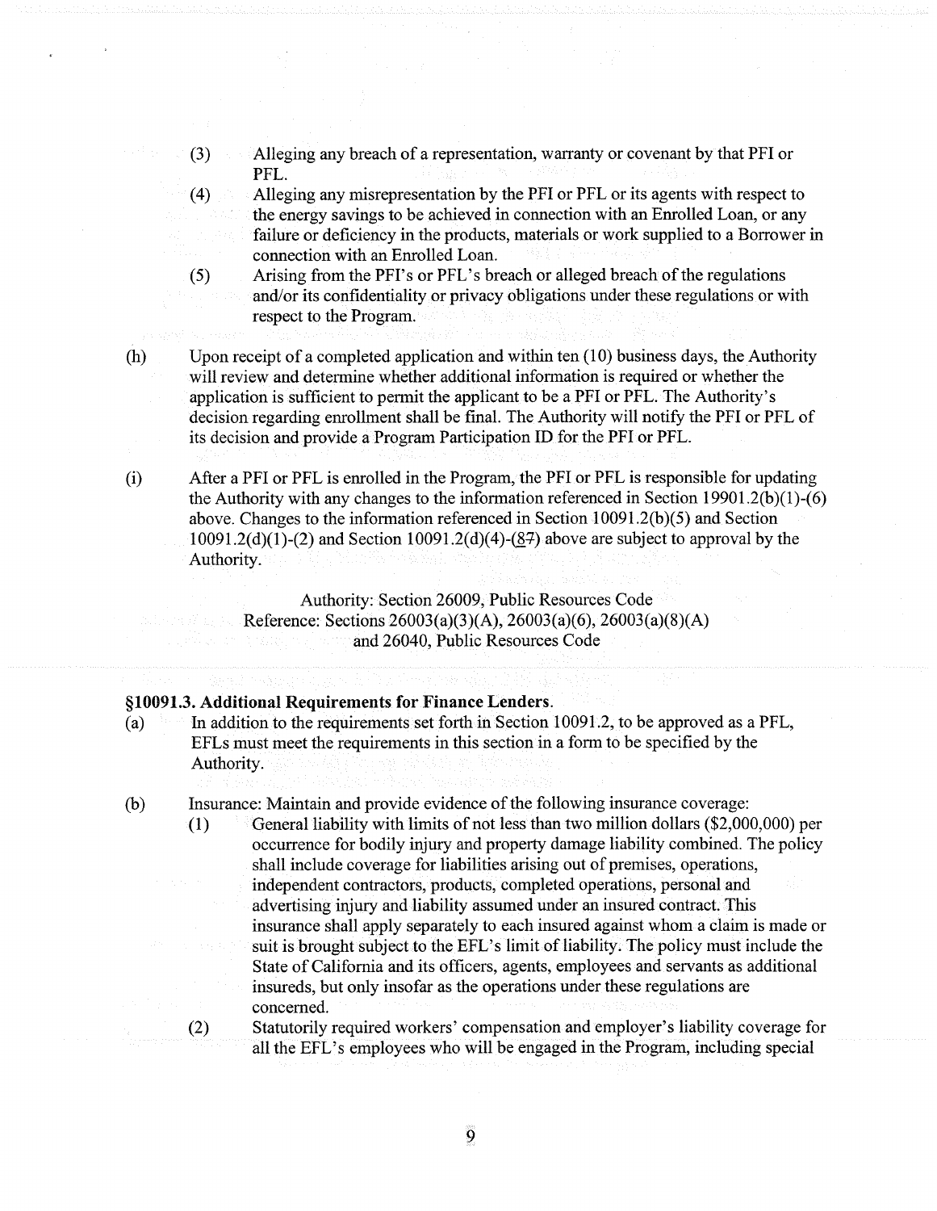(3) Alleging any breach of a representation, warranty or covenant by that PFI or PFL.

(4) Alleging any misrepresentation by the PFI or PFL or its agents with respect to the energy savings to be achieved in connection with an Enrolled Loan, or any failure or deficiency in the products, materials or work supplied to a Borrower in connection with an Enrolled Loan.

(5) Arising from the PFI's or PFL's breach or alleged breach of the regulations and/or its confidentiality or privacy obligations under these regulations or with respect to the Program.

(h) Upon receipt of a completed application and within ten (10) business days, the Authority will review and determine whether additional information is required or whether the application is sufficient to permit the applicant to be a PFI or PFL. The Authority's decision regarding enrollment shall be final. The Authority will notify the PFI or PFL of its decision and provide a Program Participation ID for the PFI or PFL.

(i) After a PFI or PFL is enrolled in the Program, the PFI or PFL is responsible for updating the Authority with any changes to the information referenced in Section 19901.2(b)(1)-(6) above. Changes to the information referenced in Section 10091.2(b)(5) and Section 10091.2(d)(1)-(2) and Section 10091.2(d)(4)-(~~7~~8) above are subject to approval by the Authority.

Authority: Section 26009, Public Resources Code
Reference: Sections 26003(a)(3)(A), 26003(a)(6), 26003(a)(8)(A) and 26040, Public Resources Code

**§10091.3. Additional Requirements for Finance Lenders.**

(a) In addition to the requirements set forth in Section 10091.2, to be approved as a PFL, EFLs must meet the requirements in this section in a form to be specified by the Authority.

(b) Insurance: Maintain and provide evidence of the following insurance coverage:

(1) General liability with limits of not less than two million dollars ($2,000,000) per occurrence for bodily injury and property damage liability combined. The policy shall include coverage for liabilities arising out of premises, operations, independent contractors, products, completed operations, personal and advertising injury and liability assumed under an insured contract. This insurance shall apply separately to each insured against whom a claim is made or suit is brought subject to the EFL's limit of liability. The policy must include the State of California and its officers, agents, employees and servants as additional insureds, but only insofar as the operations under these regulations are concerned.

(2) Statutorily required workers' compensation and employer's liability coverage for all the EFL's employees who will be engaged in the Program, including special